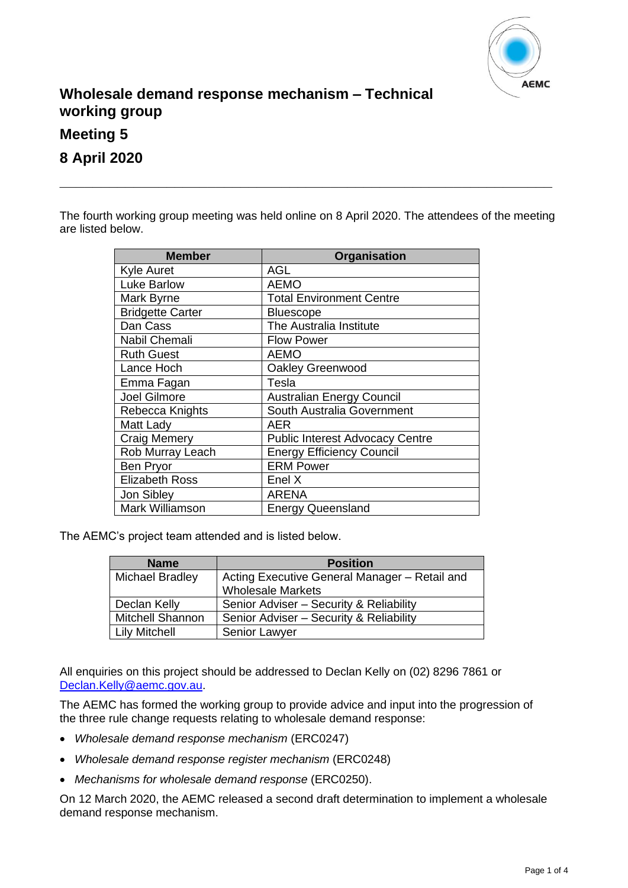# Wholesale demand response mechanism – Technical working group

## Meeting 5

## 8 April 2020

---

The fourth working group meeting was held online on 8 April 2020. The attendees of the meeting are listed below.

| Member | Organisation |
|---|---|
| Kyle Auret | AGL |
| Luke Barlow | AEMO |
| Mark Byrne | Total Environment Centre |
| Bridgette Carter | Bluescope |
| Dan Cass | The Australia Institute |
| Nabil Chemali | Flow Power |
| Ruth Guest | AEMO |
| Lance Hoch | Oakley Greenwood |
| Emma Fagan | Tesla |
| Joel Gilmore | Australian Energy Council |
| Rebecca Knights | South Australia Government |
| Matt Lady | AER |
| Craig Memery | Public Interest Advocacy Centre |
| Rob Murray Leach | Energy Efficiency Council |
| Ben Pryor | ERM Power |
| Elizabeth Ross | Enel X |
| Jon Sibley | ARENA |
| Mark Williamson | Energy Queensland |

The AEMC's project team attended and is listed below.

| Name | Position |
|---|---|
| Michael Bradley | Acting Executive General Manager – Retail and Wholesale Markets |
| Declan Kelly | Senior Adviser – Security & Reliability |
| Mitchell Shannon | Senior Adviser – Security & Reliability |
| Lily Mitchell | Senior Lawyer |

All enquiries on this project should be addressed to Declan Kelly on (02) 8296 7861 or [Declan.Kelly@aemc.gov.au](mailto:Declan.Kelly@aemc.gov.au).

The AEMC has formed the working group to provide advice and input into the progression of the three rule change requests relating to wholesale demand response:

- *Wholesale demand response mechanism* (ERC0247)
- *Wholesale demand response register mechanism* (ERC0248)
- *Mechanisms for wholesale demand response* (ERC0250).

On 12 March 2020, the AEMC released a second draft determination to implement a wholesale demand response mechanism.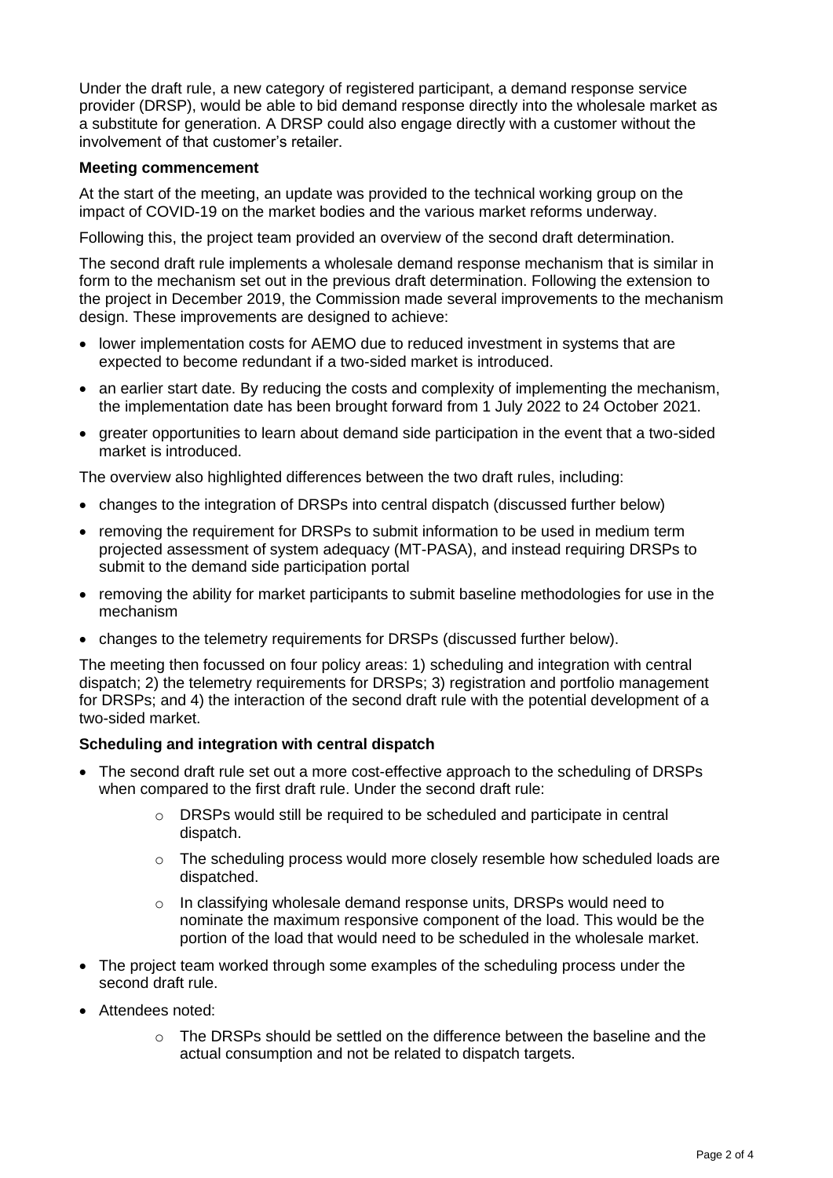Under the draft rule, a new category of registered participant, a demand response service provider (DRSP), would be able to bid demand response directly into the wholesale market as a substitute for generation. A DRSP could also engage directly with a customer without the involvement of that customer's retailer.

**Meeting commencement**

At the start of the meeting, an update was provided to the technical working group on the impact of COVID-19 on the market bodies and the various market reforms underway.

Following this, the project team provided an overview of the second draft determination.

The second draft rule implements a wholesale demand response mechanism that is similar in form to the mechanism set out in the previous draft determination. Following the extension to the project in December 2019, the Commission made several improvements to the mechanism design. These improvements are designed to achieve:

- lower implementation costs for AEMO due to reduced investment in systems that are expected to become redundant if a two-sided market is introduced.
- an earlier start date. By reducing the costs and complexity of implementing the mechanism, the implementation date has been brought forward from 1 July 2022 to 24 October 2021.
- greater opportunities to learn about demand side participation in the event that a two-sided market is introduced.

The overview also highlighted differences between the two draft rules, including:

- changes to the integration of DRSPs into central dispatch (discussed further below)
- removing the requirement for DRSPs to submit information to be used in medium term projected assessment of system adequacy (MT-PASA), and instead requiring DRSPs to submit to the demand side participation portal
- removing the ability for market participants to submit baseline methodologies for use in the mechanism
- changes to the telemetry requirements for DRSPs (discussed further below).

The meeting then focussed on four policy areas: 1) scheduling and integration with central dispatch; 2) the telemetry requirements for DRSPs; 3) registration and portfolio management for DRSPs; and 4) the interaction of the second draft rule with the potential development of a two-sided market.

**Scheduling and integration with central dispatch**

- The second draft rule set out a more cost-effective approach to the scheduling of DRSPs when compared to the first draft rule. Under the second draft rule:
    - DRSPs would still be required to be scheduled and participate in central dispatch.
    - The scheduling process would more closely resemble how scheduled loads are dispatched.
    - In classifying wholesale demand response units, DRSPs would need to nominate the maximum responsive component of the load. This would be the portion of the load that would need to be scheduled in the wholesale market.
- The project team worked through some examples of the scheduling process under the second draft rule.
- Attendees noted:
    - The DRSPs should be settled on the difference between the baseline and the actual consumption and not be related to dispatch targets.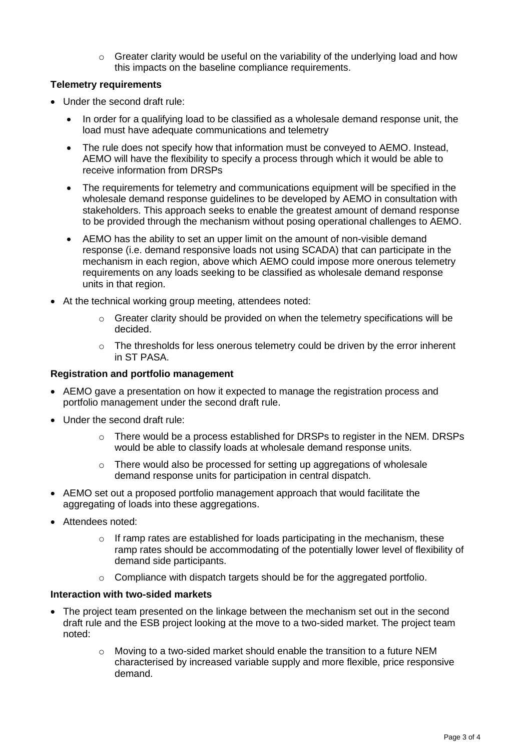- Greater clarity would be useful on the variability of the underlying load and how this impacts on the baseline compliance requirements.

**Telemetry requirements**

- Under the second draft rule:
  - In order for a qualifying load to be classified as a wholesale demand response unit, the load must have adequate communications and telemetry
  - The rule does not specify how that information must be conveyed to AEMO. Instead, AEMO will have the flexibility to specify a process through which it would be able to receive information from DRSPs
  - The requirements for telemetry and communications equipment will be specified in the wholesale demand response guidelines to be developed by AEMO in consultation with stakeholders. This approach seeks to enable the greatest amount of demand response to be provided through the mechanism without posing operational challenges to AEMO.
  - AEMO has the ability to set an upper limit on the amount of non-visible demand response (i.e. demand responsive loads not using SCADA) that can participate in the mechanism in each region, above which AEMO could impose more onerous telemetry requirements on any loads seeking to be classified as wholesale demand response units in that region.
- At the technical working group meeting, attendees noted:
  - Greater clarity should be provided on when the telemetry specifications will be decided.
  - The thresholds for less onerous telemetry could be driven by the error inherent in ST PASA.

**Registration and portfolio management**

- AEMO gave a presentation on how it expected to manage the registration process and portfolio management under the second draft rule.
- Under the second draft rule:
  - There would be a process established for DRSPs to register in the NEM. DRSPs would be able to classify loads at wholesale demand response units.
  - There would also be processed for setting up aggregations of wholesale demand response units for participation in central dispatch.
- AEMO set out a proposed portfolio management approach that would facilitate the aggregating of loads into these aggregations.
- Attendees noted:
  - If ramp rates are established for loads participating in the mechanism, these ramp rates should be accommodating of the potentially lower level of flexibility of demand side participants.
  - Compliance with dispatch targets should be for the aggregated portfolio.

**Interaction with two-sided markets**

- The project team presented on the linkage between the mechanism set out in the second draft rule and the ESB project looking at the move to a two-sided market. The project team noted:
  - Moving to a two-sided market should enable the transition to a future NEM characterised by increased variable supply and more flexible, price responsive demand.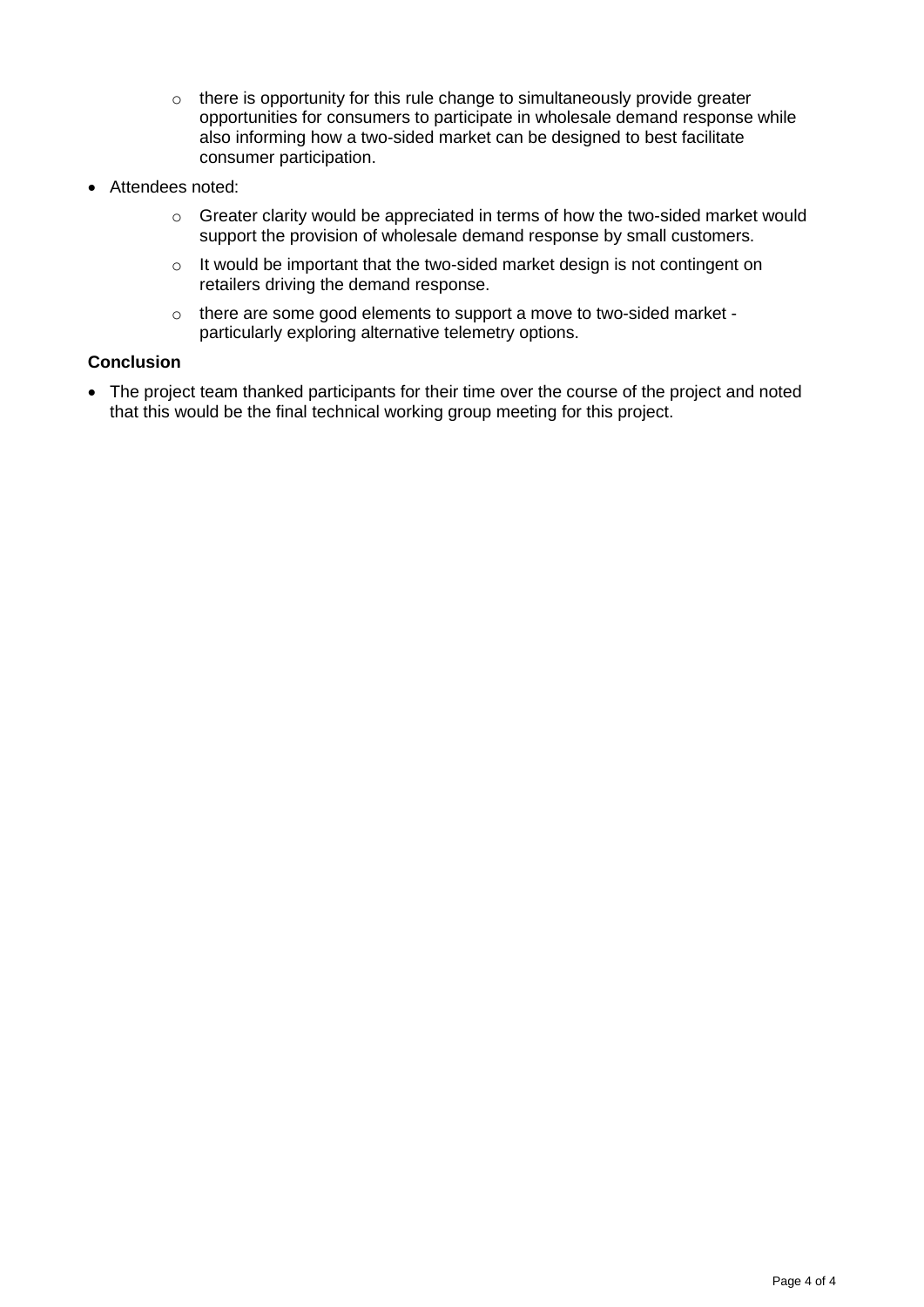- there is opportunity for this rule change to simultaneously provide greater opportunities for consumers to participate in wholesale demand response while also informing how a two-sided market can be designed to best facilitate consumer participation.

- Attendees noted:
  - Greater clarity would be appreciated in terms of how the two-sided market would support the provision of wholesale demand response by small customers.
  - It would be important that the two-sided market design is not contingent on retailers driving the demand response.
  - there are some good elements to support a move to two-sided market - particularly exploring alternative telemetry options.

**Conclusion**

- The project team thanked participants for their time over the course of the project and noted that this would be the final technical working group meeting for this project.